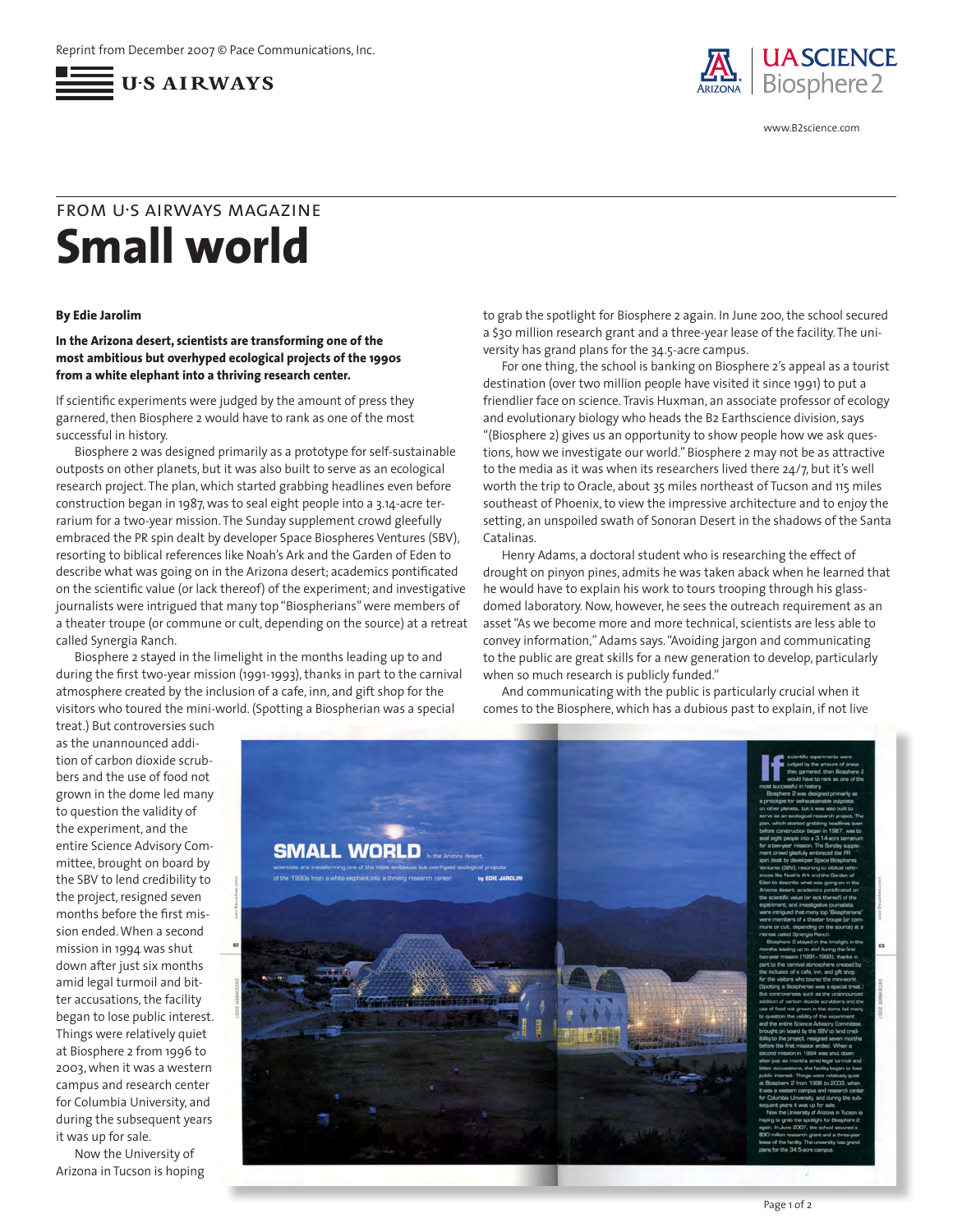Reprint from December 2007 © Pace Communications, Inc.

U·S AIRWAYS

UA SCIENCE Biosphere 2

www.B2science.com

FROM U·S AIRWAYS MAGAZINE

# Small world

**By Edie Jarolim**

**In the Arizona desert, scientists are transforming one of the most ambitious but overhyped ecological projects of the 1990s from a white elephant into a thriving research center.**

If scientific experiments were judged by the amount of press they garnered, then Biosphere 2 would have to rank as one of the most successful in history.

Biosphere 2 was designed primarily as a prototype for self-sustainable outposts on other planets, but it was also built to serve as an ecological research project. The plan, which started grabbing headlines even before construction began in 1987, was to seal eight people into a 3.14-acre terrarium for a two-year mission. The Sunday supplement crowd gleefully embraced the PR spin dealt by developer Space Biospheres Ventures (SBV), resorting to biblical references like Noah's Ark and the Garden of Eden to describe what was going on in the Arizona desert; academics pontificated on the scientific value (or lack thereof) of the experiment; and investigative journalists were intrigued that many top "Biospherians" were members of a theater troupe (or commune or cult, depending on the source) at a retreat called Synergia Ranch.

Biosphere 2 stayed in the limelight in the months leading up to and during the first two-year mission (1991-1993), thanks in part to the carnival atmosphere created by the inclusion of a cafe, inn, and gift shop for the visitors who toured the mini-world. (Spotting a Biospherian was a special treat.) But controversies such as the unannounced addition of carbon dioxide scrubbers and the use of food not grown in the dome led many to question the validity of the experiment, and the entire Science Advisory Committee, brought on board by the SBV to lend credibility to the project, resigned seven months before the first mission ended. When a second mission in 1994 was shut down after just six months amid legal turmoil and bitter accusations, the facility began to lose public interest. Things were relatively quiet at Biosphere 2 from 1996 to 2003, when it was a western campus and research center for Columbia University, and during the subsequent years it was up for sale.

Now the University of Arizona in Tucson is hoping to grab the spotlight for Biosphere 2 again. In June 200, the school secured a $30 million research grant and a three-year lease of the facility. The university has grand plans for the 34.5-acre campus.

For one thing, the school is banking on Biosphere 2's appeal as a tourist destination (over two million people have visited it since 1991) to put a friendlier face on science. Travis Huxman, an associate professor of ecology and evolutionary biology who heads the B2 Earthscience division, says "(Biosphere 2) gives us an opportunity to show people how we ask questions, how we investigate our world." Biosphere 2 may not be as attractive to the media as it was when its researchers lived there 24/7, but it's well worth the trip to Oracle, about 35 miles northeast of Tucson and 115 miles southeast of Phoenix, to view the impressive architecture and to enjoy the setting, an unspoiled swath of Sonoran Desert in the shadows of the Santa Catalinas.

Henry Adams, a doctoral student who is researching the effect of drought on pinyon pines, admits he was taken aback when he learned that he would have to explain his work to tours trooping through his glass-domed laboratory. Now, however, he sees the outreach requirement as an asset "As we become more and more technical, scientists are less able to convey information," Adams says. "Avoiding jargon and communicating to the public are great skills for a new generation to develop, particularly when so much research is publicly funded."

And communicating with the public is particularly crucial when it comes to the Biosphere, which has a dubious past to explain, if not live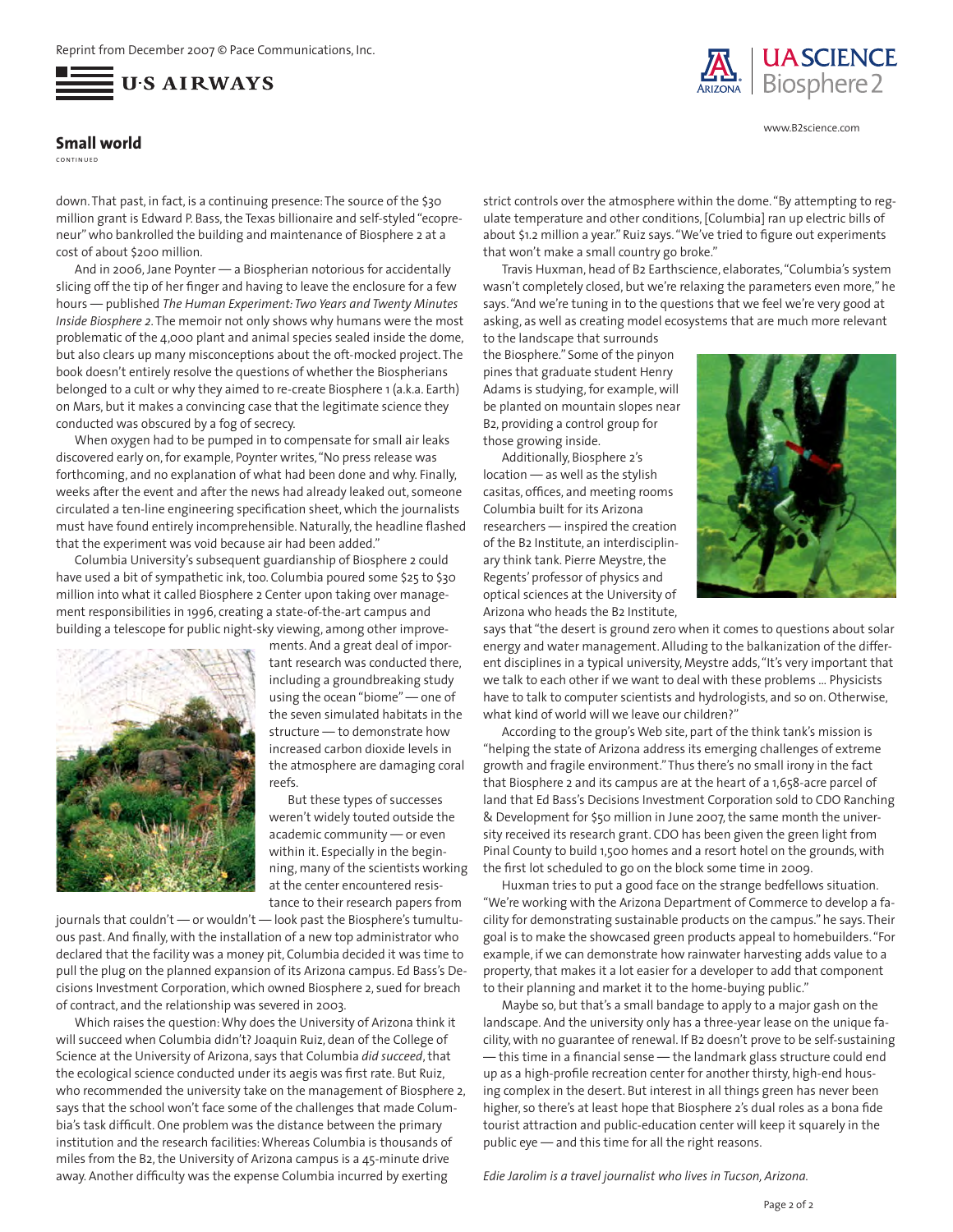## Small world

CONTINUED

down. That past, in fact, is a continuing presence: The source of the $30 million grant is Edward P. Bass, the Texas billionaire and self-styled "ecopreneur" who bankrolled the building and maintenance of Biosphere 2 at a cost of about $200 million.

And in 2006, Jane Poynter — a Biospherian notorious for accidentally slicing off the tip of her finger and having to leave the enclosure for a few hours — published *The Human Experiment: Two Years and Twenty Minutes Inside Biosphere 2*. The memoir not only shows why humans were the most problematic of the 4,000 plant and animal species sealed inside the dome, but also clears up many misconceptions about the oft-mocked project. The book doesn't entirely resolve the questions of whether the Biospherians belonged to a cult or why they aimed to re-create Biosphere 1 (a.k.a. Earth) on Mars, but it makes a convincing case that the legitimate science they conducted was obscured by a fog of secrecy.

When oxygen had to be pumped in to compensate for small air leaks discovered early on, for example, Poynter writes, "No press release was forthcoming, and no explanation of what had been done and why. Finally, weeks after the event and after the news had already leaked out, someone circulated a ten-line engineering specification sheet, which the journalists must have found entirely incomprehensible. Naturally, the headline flashed that the experiment was void because air had been added."

Columbia University's subsequent guardianship of Biosphere 2 could have used a bit of sympathetic ink, too. Columbia poured some $25 to $30 million into what it called Biosphere 2 Center upon taking over management responsibilities in 1996, creating a state-of-the-art campus and building a telescope for public night-sky viewing, among other improvements. And a great deal of important research was conducted there, including a groundbreaking study using the ocean "biome" — one of the seven simulated habitats in the structure — to demonstrate how increased carbon dioxide levels in the atmosphere are damaging coral reefs.

But these types of successes weren't widely touted outside the academic community — or even within it. Especially in the beginning, many of the scientists working at the center encountered resistance to their research papers from journals that couldn't — or wouldn't — look past the Biosphere's tumultuous past. And finally, with the installation of a new top administrator who declared that the facility was a money pit, Columbia decided it was time to pull the plug on the planned expansion of its Arizona campus. Ed Bass's Decisions Investment Corporation, which owned Biosphere 2, sued for breach of contract, and the relationship was severed in 2003.

Which raises the question: Why does the University of Arizona think it will succeed when Columbia didn't? Joaquin Ruiz, dean of the College of Science at the University of Arizona, says that Columbia *did succeed*, that the ecological science conducted under its aegis was first rate. But Ruiz, who recommended the university take on the management of Biosphere 2, says that the school won't face some of the challenges that made Columbia's task difficult. One problem was the distance between the primary institution and the research facilities: Whereas Columbia is thousands of miles from the B2, the University of Arizona campus is a 45-minute drive away. Another difficulty was the expense Columbia incurred by exerting strict controls over the atmosphere within the dome. "By attempting to regulate temperature and other conditions, [Columbia] ran up electric bills of about $1.2 million a year." Ruiz says. "We've tried to figure out experiments that won't make a small country go broke."

Travis Huxman, head of B2 Earthscience, elaborates, "Columbia's system wasn't completely closed, but we're relaxing the parameters even more," he says. "And we're tuning in to the questions that we feel we're very good at asking, as well as creating model ecosystems that are much more relevant to the landscape that surrounds the Biosphere." Some of the pinyon pines that graduate student Henry Adams is studying, for example, will be planted on mountain slopes near B2, providing a control group for those growing inside.

Additionally, Biosphere 2's location — as well as the stylish casitas, offices, and meeting rooms Columbia built for its Arizona researchers — inspired the creation of the B2 Institute, an interdisciplinary think tank. Pierre Meystre, the Regents' professor of physics and optical sciences at the University of Arizona who heads the B2 Institute, says that "the desert is ground zero when it comes to questions about solar energy and water management. Alluding to the balkanization of the different disciplines in a typical university, Meystre adds, "It's very important that we talk to each other if we want to deal with these problems … Physicists have to talk to computer scientists and hydrologists, and so on. Otherwise, what kind of world will we leave our children?"

According to the group's Web site, part of the think tank's mission is "helping the state of Arizona address its emerging challenges of extreme growth and fragile environment." Thus there's no small irony in the fact that Biosphere 2 and its campus are at the heart of a 1,658-acre parcel of land that Ed Bass's Decisions Investment Corporation sold to CDO Ranching & Development for $50 million in June 2007, the same month the university received its research grant. CDO has been given the green light from Pinal County to build 1,500 homes and a resort hotel on the grounds, with the first lot scheduled to go on the block some time in 2009.

Huxman tries to put a good face on the strange bedfellows situation. "We're working with the Arizona Department of Commerce to develop a facility for demonstrating sustainable products on the campus." he says. Their goal is to make the showcased green products appeal to homebuilders. "For example, if we can demonstrate how rainwater harvesting adds value to a property, that makes it a lot easier for a developer to add that component to their planning and market it to the home-buying public."

Maybe so, but that's a small bandage to apply to a major gash on the landscape. And the university only has a three-year lease on the unique facility, with no guarantee of renewal. If B2 doesn't prove to be self-sustaining — this time in a financial sense — the landmark glass structure could end up as a high-profile recreation center for another thirsty, high-end housing complex in the desert. But interest in all things green has never been higher, so there's at least hope that Biosphere 2's dual roles as a bona fide tourist attraction and public-education center will keep it squarely in the public eye — and this time for all the right reasons.

*Edie Jarolim is a travel journalist who lives in Tucson, Arizona.*